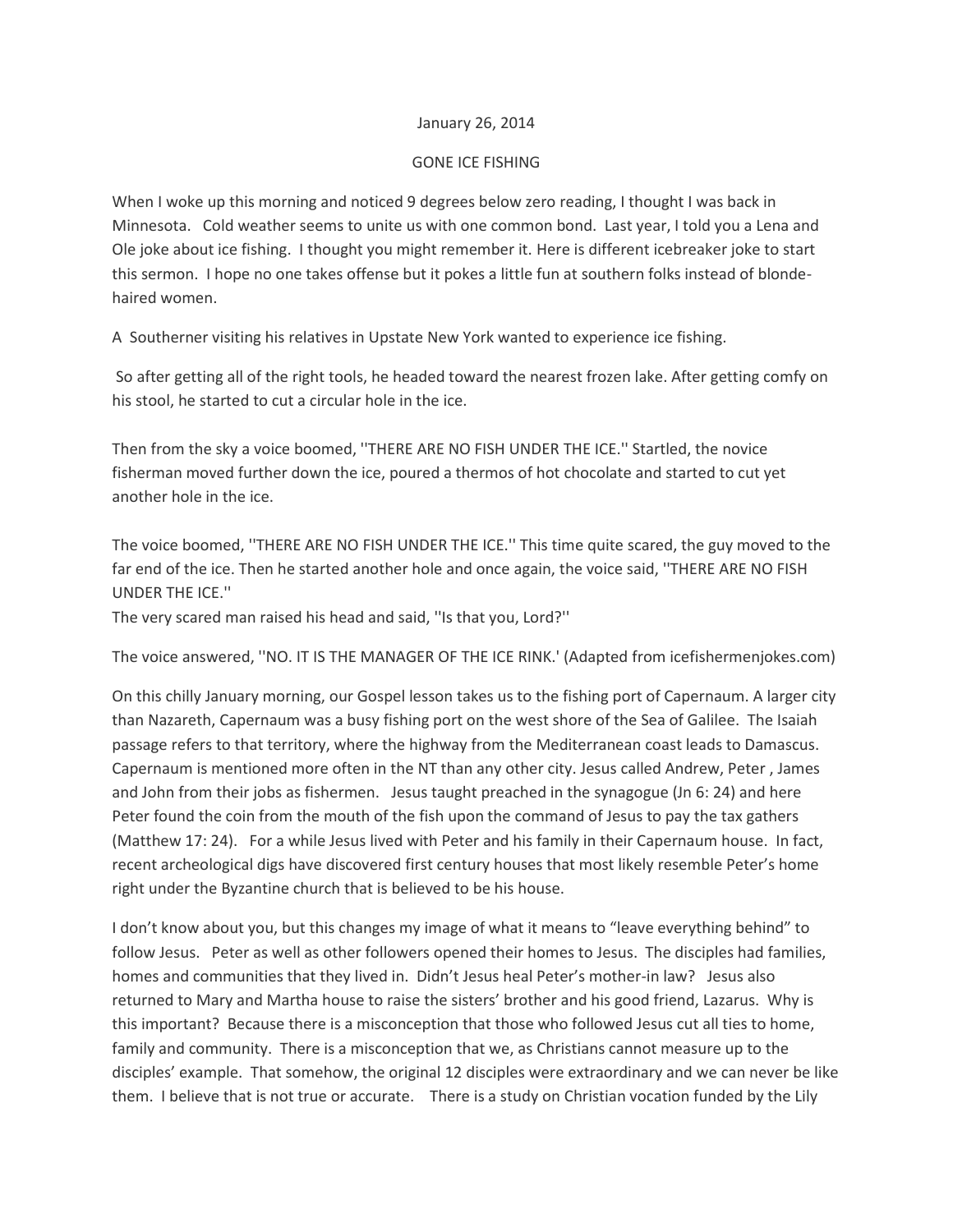January 26, 2014

GONE ICE FISHING

When I woke up this morning and noticed 9 degrees below zero reading, I thought I was back in Minnesota. Cold weather seems to unite us with one common bond. Last year, I told you a Lena and Ole joke about ice fishing. I thought you might remember it. Here is different icebreaker joke to start this sermon. I hope no one takes offense but it pokes a little fun at southern folks instead of blonde-haired women.

A Southerner visiting his relatives in Upstate New York wanted to experience ice fishing.

So after getting all of the right tools, he headed toward the nearest frozen lake. After getting comfy on his stool, he started to cut a circular hole in the ice.

Then from the sky a voice boomed, ''THERE ARE NO FISH UNDER THE ICE.'' Startled, the novice fisherman moved further down the ice, poured a thermos of hot chocolate and started to cut yet another hole in the ice.

The voice boomed, ''THERE ARE NO FISH UNDER THE ICE.'' This time quite scared, the guy moved to the far end of the ice. Then he started another hole and once again, the voice said, ''THERE ARE NO FISH UNDER THE ICE.''
The very scared man raised his head and said, ''Is that you, Lord?''

The voice answered, ''NO. IT IS THE MANAGER OF THE ICE RINK.' (Adapted from icefishermenjokes.com)

On this chilly January morning, our Gospel lesson takes us to the fishing port of Capernaum. A larger city than Nazareth, Capernaum was a busy fishing port on the west shore of the Sea of Galilee. The Isaiah passage refers to that territory, where the highway from the Mediterranean coast leads to Damascus. Capernaum is mentioned more often in the NT than any other city. Jesus called Andrew, Peter , James and John from their jobs as fishermen. Jesus taught preached in the synagogue (Jn 6: 24) and here Peter found the coin from the mouth of the fish upon the command of Jesus to pay the tax gathers (Matthew 17: 24). For a while Jesus lived with Peter and his family in their Capernaum house. In fact, recent archeological digs have discovered first century houses that most likely resemble Peter's home right under the Byzantine church that is believed to be his house.

I don't know about you, but this changes my image of what it means to "leave everything behind" to follow Jesus. Peter as well as other followers opened their homes to Jesus. The disciples had families, homes and communities that they lived in. Didn't Jesus heal Peter's mother-in law? Jesus also returned to Mary and Martha house to raise the sisters' brother and his good friend, Lazarus. Why is this important? Because there is a misconception that those who followed Jesus cut all ties to home, family and community. There is a misconception that we, as Christians cannot measure up to the disciples' example. That somehow, the original 12 disciples were extraordinary and we can never be like them. I believe that is not true or accurate. There is a study on Christian vocation funded by the Lily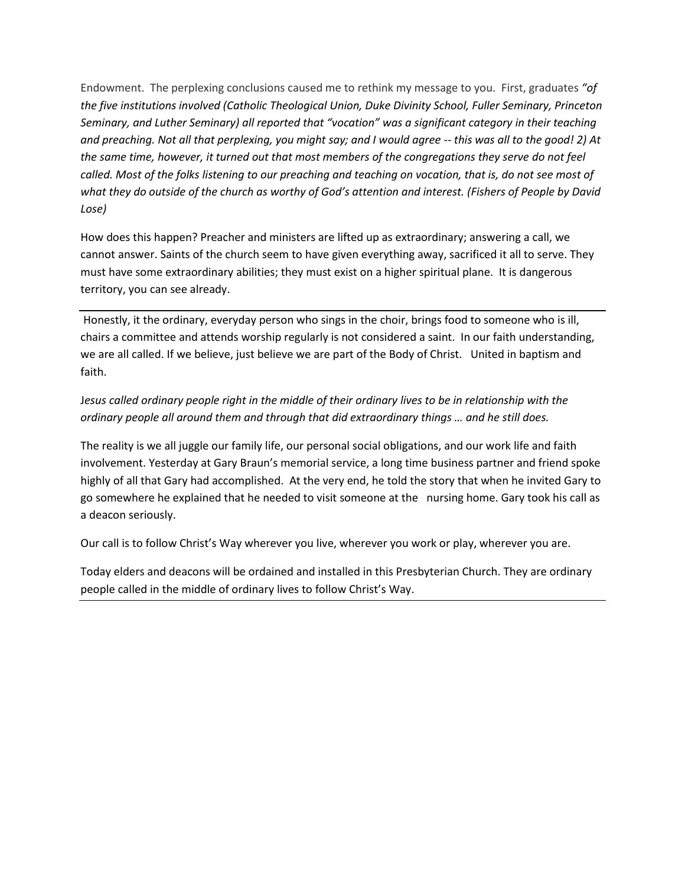Endowment. The perplexing conclusions caused me to rethink my message to you. First, graduates *"of the five institutions involved (Catholic Theological Union, Duke Divinity School, Fuller Seminary, Princeton Seminary, and Luther Seminary) all reported that "vocation" was a significant category in their teaching and preaching. Not all that perplexing, you might say; and I would agree -- this was all to the good! 2) At the same time, however, it turned out that most members of the congregations they serve do not feel called. Most of the folks listening to our preaching and teaching on vocation, that is, do not see most of what they do outside of the church as worthy of God's attention and interest. (Fishers of People by David Lose)*

How does this happen? Preacher and ministers are lifted up as extraordinary; answering a call, we cannot answer. Saints of the church seem to have given everything away, sacrificed it all to serve. They must have some extraordinary abilities; they must exist on a higher spiritual plane. It is dangerous territory, you can see already.

---

Honestly, it the ordinary, everyday person who sings in the choir, brings food to someone who is ill, chairs a committee and attends worship regularly is not considered a saint. In our faith understanding, we are all called. If we believe, just believe we are part of the Body of Christ. United in baptism and faith.

*Jesus called ordinary people right in the middle of their ordinary lives to be in relationship with the ordinary people all around them and through that did extraordinary things … and he still does.*

The reality is we all juggle our family life, our personal social obligations, and our work life and faith involvement. Yesterday at Gary Braun's memorial service, a long time business partner and friend spoke highly of all that Gary had accomplished. At the very end, he told the story that when he invited Gary to go somewhere he explained that he needed to visit someone at the nursing home. Gary took his call as a deacon seriously.

Our call is to follow Christ's Way wherever you live, wherever you work or play, wherever you are.

Today elders and deacons will be ordained and installed in this Presbyterian Church. They are ordinary people called in the middle of ordinary lives to follow Christ's Way.

---